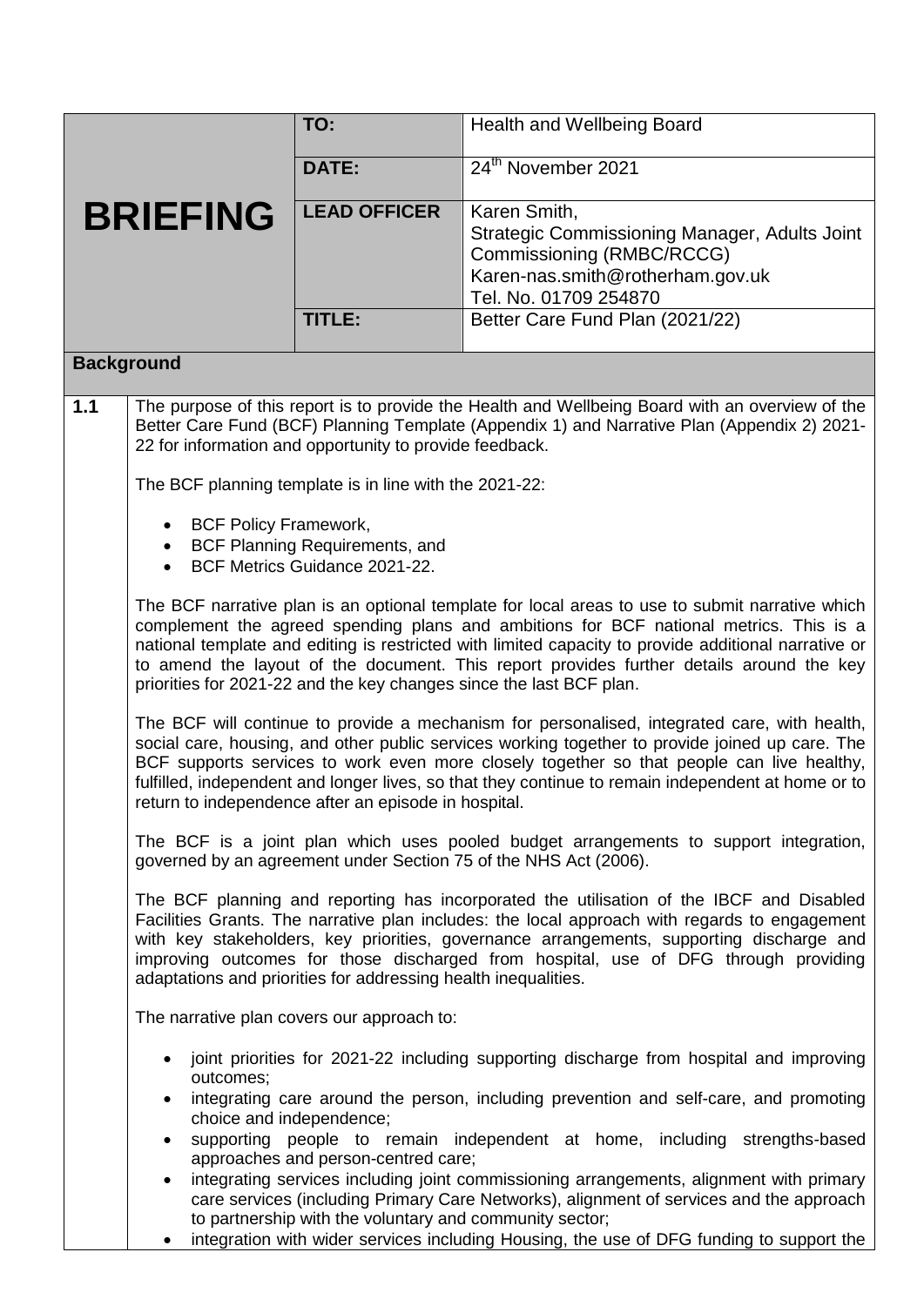| BRIEFING | | |
|---|---|---|
| | **TO:** | Health and Wellbeing Board |
| | **DATE:** | 24th November 2021 |
| | **LEAD OFFICER** | Karen Smith,<br>Strategic Commissioning Manager, Adults Joint Commissioning (RMBC/RCCG)<br>Karen-nas.smith@rotherham.gov.uk<br>Tel. No. 01709 254870 |
| | **TITLE:** | Better Care Fund Plan (2021/22) |

## Background

**1.1** The purpose of this report is to provide the Health and Wellbeing Board with an overview of the Better Care Fund (BCF) Planning Template (Appendix 1) and Narrative Plan (Appendix 2) 2021-22 for information and opportunity to provide feedback.

The BCF planning template is in line with the 2021-22:

- BCF Policy Framework,
- BCF Planning Requirements, and
- BCF Metrics Guidance 2021-22.

The BCF narrative plan is an optional template for local areas to use to submit narrative which complement the agreed spending plans and ambitions for BCF national metrics. This is a national template and editing is restricted with limited capacity to provide additional narrative or to amend the layout of the document. This report provides further details around the key priorities for 2021-22 and the key changes since the last BCF plan.

The BCF will continue to provide a mechanism for personalised, integrated care, with health, social care, housing, and other public services working together to provide joined up care. The BCF supports services to work even more closely together so that people can live healthy, fulfilled, independent and longer lives, so that they continue to remain independent at home or to return to independence after an episode in hospital.

The BCF is a joint plan which uses pooled budget arrangements to support integration, governed by an agreement under Section 75 of the NHS Act (2006).

The BCF planning and reporting has incorporated the utilisation of the IBCF and Disabled Facilities Grants. The narrative plan includes: the local approach with regards to engagement with key stakeholders, key priorities, governance arrangements, supporting discharge and improving outcomes for those discharged from hospital, use of DFG through providing adaptations and priorities for addressing health inequalities.

The narrative plan covers our approach to:

- joint priorities for 2021-22 including supporting discharge from hospital and improving outcomes;
- integrating care around the person, including prevention and self-care, and promoting choice and independence;
- supporting people to remain independent at home, including strengths-based approaches and person-centred care;
- integrating services including joint commissioning arrangements, alignment with primary care services (including Primary Care Networks), alignment of services and the approach to partnership with the voluntary and community sector;
- integration with wider services including Housing, the use of DFG funding to support the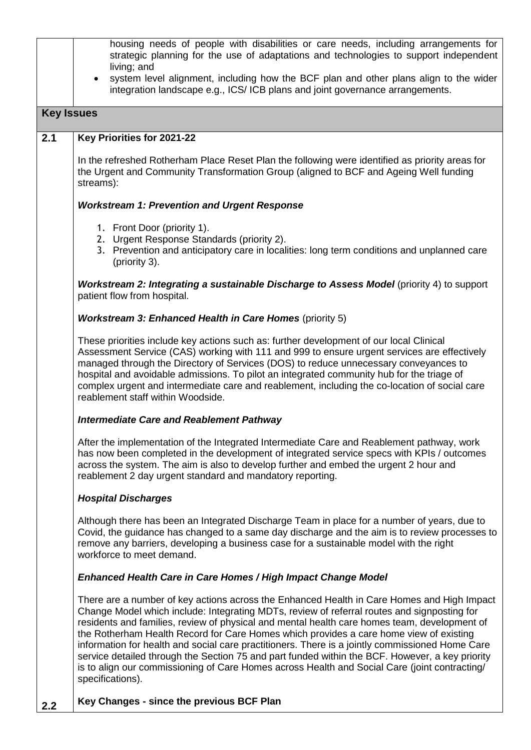housing needs of people with disabilities or care needs, including arrangements for strategic planning for the use of adaptations and technologies to support independent living; and

- system level alignment, including how the BCF plan and other plans align to the wider integration landscape e.g., ICS/ ICB plans and joint governance arrangements.

## Key Issues

### 2.1 Key Priorities for 2021-22

In the refreshed Rotherham Place Reset Plan the following were identified as priority areas for the Urgent and Community Transformation Group (aligned to BCF and Ageing Well funding streams):

***Workstream 1: Prevention and Urgent Response***

1. Front Door (priority 1).
2. Urgent Response Standards (priority 2).
3. Prevention and anticipatory care in localities: long term conditions and unplanned care (priority 3).

***Workstream 2: Integrating a sustainable Discharge to Assess Model*** (priority 4) to support patient flow from hospital.

***Workstream 3: Enhanced Health in Care Homes*** (priority 5)

These priorities include key actions such as: further development of our local Clinical Assessment Service (CAS) working with 111 and 999 to ensure urgent services are effectively managed through the Directory of Services (DOS) to reduce unnecessary conveyances to hospital and avoidable admissions. To pilot an integrated community hub for the triage of complex urgent and intermediate care and reablement, including the co-location of social care reablement staff within Woodside.

***Intermediate Care and Reablement Pathway***

After the implementation of the Integrated Intermediate Care and Reablement pathway, work has now been completed in the development of integrated service specs with KPIs / outcomes across the system. The aim is also to develop further and embed the urgent 2 hour and reablement 2 day urgent standard and mandatory reporting.

***Hospital Discharges***

Although there has been an Integrated Discharge Team in place for a number of years, due to Covid, the guidance has changed to a same day discharge and the aim is to review processes to remove any barriers, developing a business case for a sustainable model with the right workforce to meet demand.

***Enhanced Health Care in Care Homes / High Impact Change Model***

There are a number of key actions across the Enhanced Health in Care Homes and High Impact Change Model which include: Integrating MDTs, review of referral routes and signposting for residents and families, review of physical and mental health care homes team, development of the Rotherham Health Record for Care Homes which provides a care home view of existing information for health and social care practitioners. There is a jointly commissioned Home Care service detailed through the Section 75 and part funded within the BCF. However, a key priority is to align our commissioning of Care Homes across Health and Social Care (joint contracting/ specifications).

### 2.2 Key Changes - since the previous BCF Plan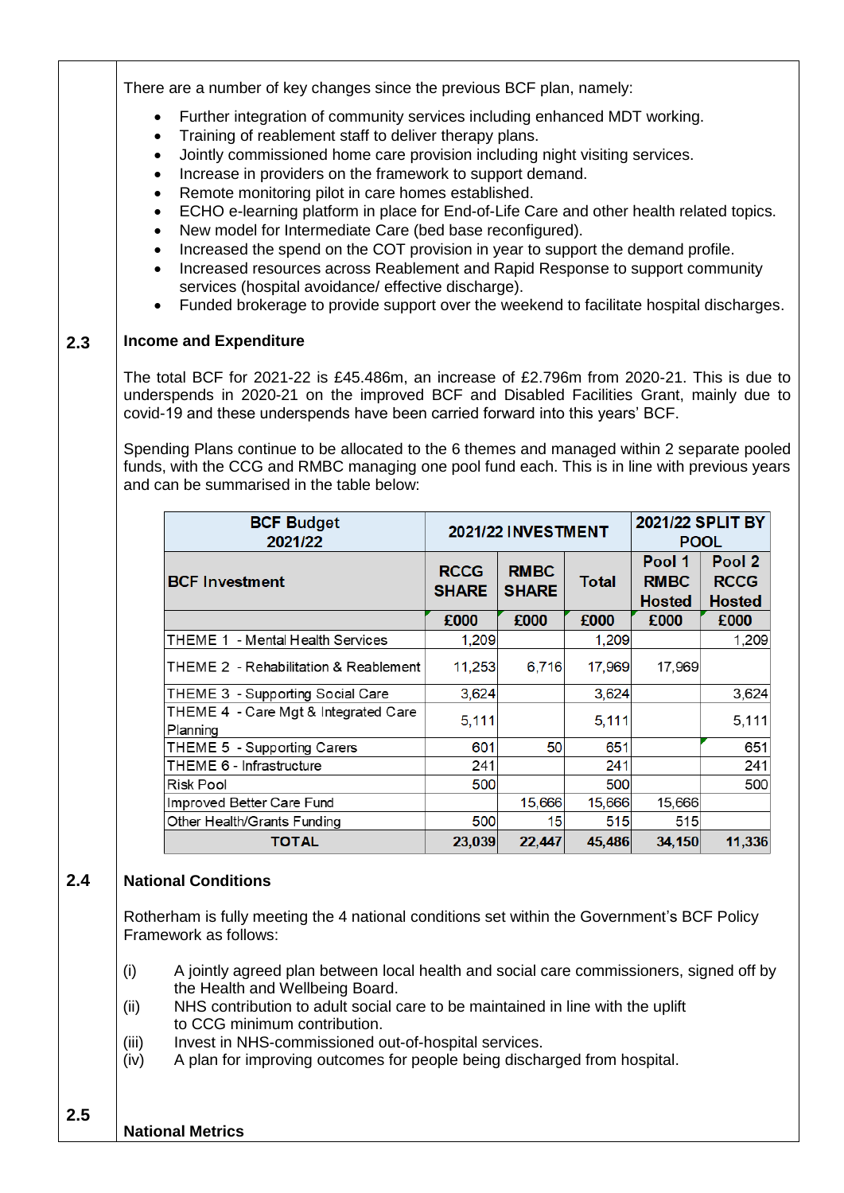There are a number of key changes since the previous BCF plan, namely:

- Further integration of community services including enhanced MDT working.
- Training of reablement staff to deliver therapy plans.
- Jointly commissioned home care provision including night visiting services.
- Increase in providers on the framework to support demand.
- Remote monitoring pilot in care homes established.
- ECHO e-learning platform in place for End-of-Life Care and other health related topics.
- New model for Intermediate Care (bed base reconfigured).
- Increased the spend on the COT provision in year to support the demand profile.
- Increased resources across Reablement and Rapid Response to support community services (hospital avoidance/ effective discharge).
- Funded brokerage to provide support over the weekend to facilitate hospital discharges.

## 2.3 Income and Expenditure

The total BCF for 2021-22 is £45.486m, an increase of £2.796m from 2020-21. This is due to underspends in 2020-21 on the improved BCF and Disabled Facilities Grant, mainly due to covid-19 and these underspends have been carried forward into this years' BCF.

Spending Plans continue to be allocated to the 6 themes and managed within 2 separate pooled funds, with the CCG and RMBC managing one pool fund each. This is in line with previous years and can be summarised in the table below:

| BCF Budget 2021/22 | 2021/22 INVESTMENT | | | 2021/22 SPLIT BY POOL | |
|---|---|---|---|---|---|
| **BCF Investment** | **RCCG SHARE** | **RMBC SHARE** | **Total** | **Pool 1 RMBC Hosted** | **Pool 2 RCCG Hosted** |
| | **£000** | **£000** | **£000** | **£000** | **£000** |
| THEME 1 - Mental Health Services | 1,209 | | 1,209 | | 1,209 |
| THEME 2 - Rehabilitation & Reablement | 11,253 | 6,716 | 17,969 | 17,969 | |
| THEME 3 - Supporting Social Care | 3,624 | | 3,624 | | 3,624 |
| THEME 4 - Care Mgt & Integrated Care Planning | 5,111 | | 5,111 | | 5,111 |
| THEME 5 - Supporting Carers | 601 | 50 | 651 | | 651 |
| THEME 6 - Infrastructure | 241 | | 241 | | 241 |
| Risk Pool | 500 | | 500 | | 500 |
| Improved Better Care Fund | | 15,666 | 15,666 | 15,666 | |
| Other Health/Grants Funding | 500 | 15 | 515 | 515 | |
| **TOTAL** | **23,039** | **22,447** | **45,486** | **34,150** | **11,336** |

## 2.4 National Conditions

Rotherham is fully meeting the 4 national conditions set within the Government's BCF Policy Framework as follows:

(i) A jointly agreed plan between local health and social care commissioners, signed off by the Health and Wellbeing Board.

(ii) NHS contribution to adult social care to be maintained in line with the uplift to CCG minimum contribution.

(iii) Invest in NHS-commissioned out-of-hospital services.

(iv) A plan for improving outcomes for people being discharged from hospital.

## 2.5 National Metrics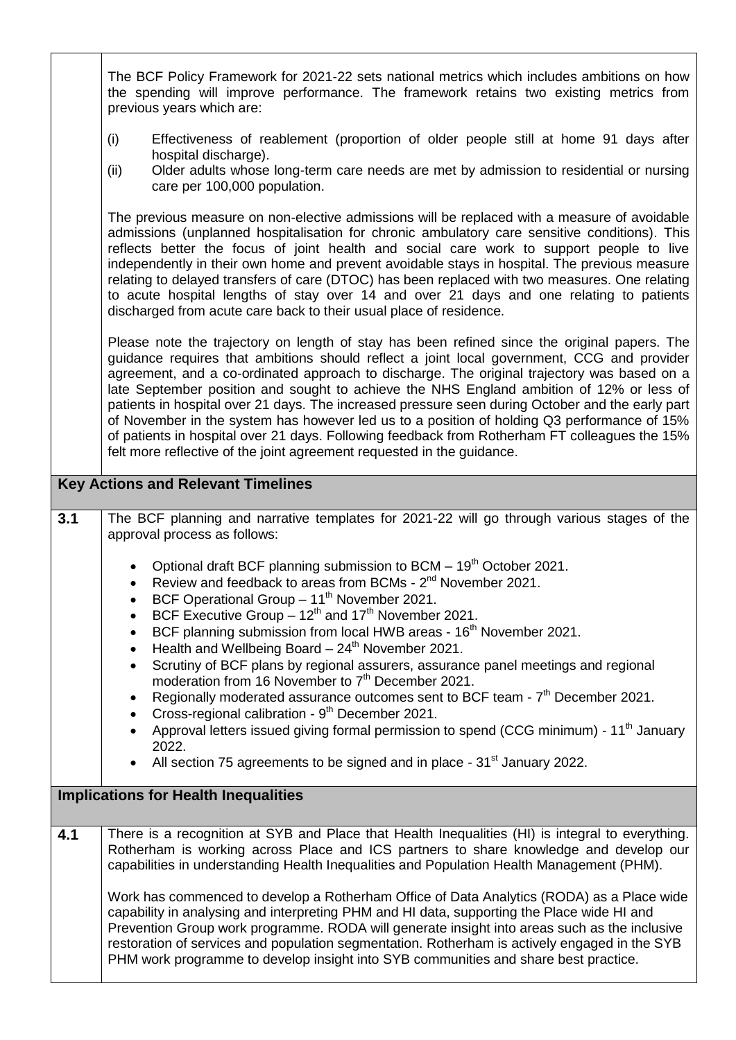The BCF Policy Framework for 2021-22 sets national metrics which includes ambitions on how the spending will improve performance. The framework retains two existing metrics from previous years which are:

(i) Effectiveness of reablement (proportion of older people still at home 91 days after hospital discharge).
(ii) Older adults whose long-term care needs are met by admission to residential or nursing care per 100,000 population.

The previous measure on non-elective admissions will be replaced with a measure of avoidable admissions (unplanned hospitalisation for chronic ambulatory care sensitive conditions). This reflects better the focus of joint health and social care work to support people to live independently in their own home and prevent avoidable stays in hospital. The previous measure relating to delayed transfers of care (DTOC) has been replaced with two measures. One relating to acute hospital lengths of stay over 14 and over 21 days and one relating to patients discharged from acute care back to their usual place of residence.

Please note the trajectory on length of stay has been refined since the original papers. The guidance requires that ambitions should reflect a joint local government, CCG and provider agreement, and a co-ordinated approach to discharge. The original trajectory was based on a late September position and sought to achieve the NHS England ambition of 12% or less of patients in hospital over 21 days. The increased pressure seen during October and the early part of November in the system has however led us to a position of holding Q3 performance of 15% of patients in hospital over 21 days. Following feedback from Rotherham FT colleagues the 15% felt more reflective of the joint agreement requested in the guidance.

## Key Actions and Relevant Timelines

**3.1** The BCF planning and narrative templates for 2021-22 will go through various stages of the approval process as follows:

- Optional draft BCF planning submission to BCM – 19th October 2021.
- Review and feedback to areas from BCMs - 2nd November 2021.
- BCF Operational Group – 11th November 2021.
- BCF Executive Group – 12th and 17th November 2021.
- BCF planning submission from local HWB areas - 16th November 2021.
- Health and Wellbeing Board – 24th November 2021.
- Scrutiny of BCF plans by regional assurers, assurance panel meetings and regional moderation from 16 November to 7th December 2021.
- Regionally moderated assurance outcomes sent to BCF team - 7th December 2021.
- Cross-regional calibration - 9th December 2021.
- Approval letters issued giving formal permission to spend (CCG minimum) - 11th January 2022.
- All section 75 agreements to be signed and in place - 31st January 2022.

## Implications for Health Inequalities

**4.1** There is a recognition at SYB and Place that Health Inequalities (HI) is integral to everything. Rotherham is working across Place and ICS partners to share knowledge and develop our capabilities in understanding Health Inequalities and Population Health Management (PHM).

Work has commenced to develop a Rotherham Office of Data Analytics (RODA) as a Place wide capability in analysing and interpreting PHM and HI data, supporting the Place wide HI and Prevention Group work programme. RODA will generate insight into areas such as the inclusive restoration of services and population segmentation. Rotherham is actively engaged in the SYB PHM work programme to develop insight into SYB communities and share best practice.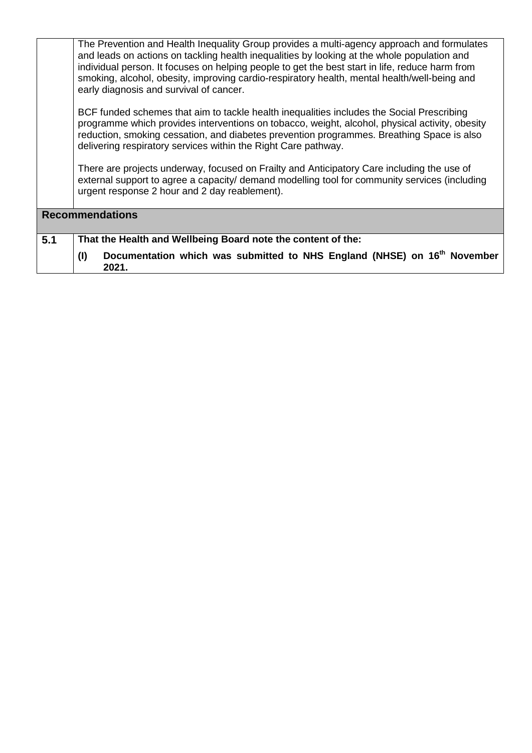The Prevention and Health Inequality Group provides a multi-agency approach and formulates and leads on actions on tackling health inequalities by looking at the whole population and individual person. It focuses on helping people to get the best start in life, reduce harm from smoking, alcohol, obesity, improving cardio-respiratory health, mental health/well-being and early diagnosis and survival of cancer.

BCF funded schemes that aim to tackle health inequalities includes the Social Prescribing programme which provides interventions on tobacco, weight, alcohol, physical activity, obesity reduction, smoking cessation, and diabetes prevention programmes. Breathing Space is also delivering respiratory services within the Right Care pathway.

There are projects underway, focused on Frailty and Anticipatory Care including the use of external support to agree a capacity/ demand modelling tool for community services (including urgent response 2 hour and 2 day reablement).

## Recommendations

| | |
|---|---|
| **5.1** | **That the Health and Wellbeing Board note the content of the:**<br>**(I) Documentation which was submitted to NHS England (NHSE) on 16th November 2021.** |